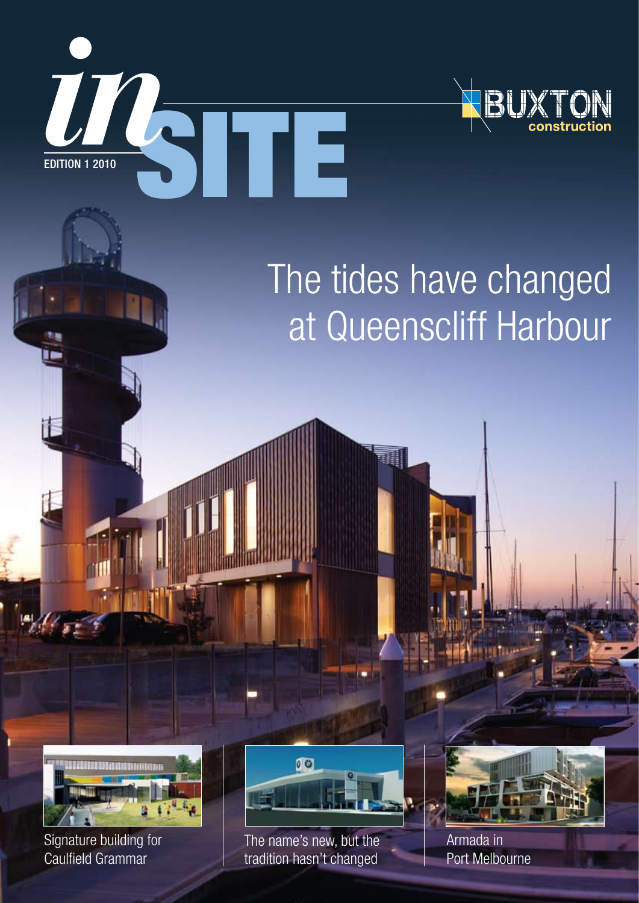# *in*SITE

EDITION 1 2010

BUXTON construction

## The tides have changed at Queenscliff Harbour

Signature building for Caulfield Grammar

The name's new, but the tradition hasn't changed

Armada in Port Melbourne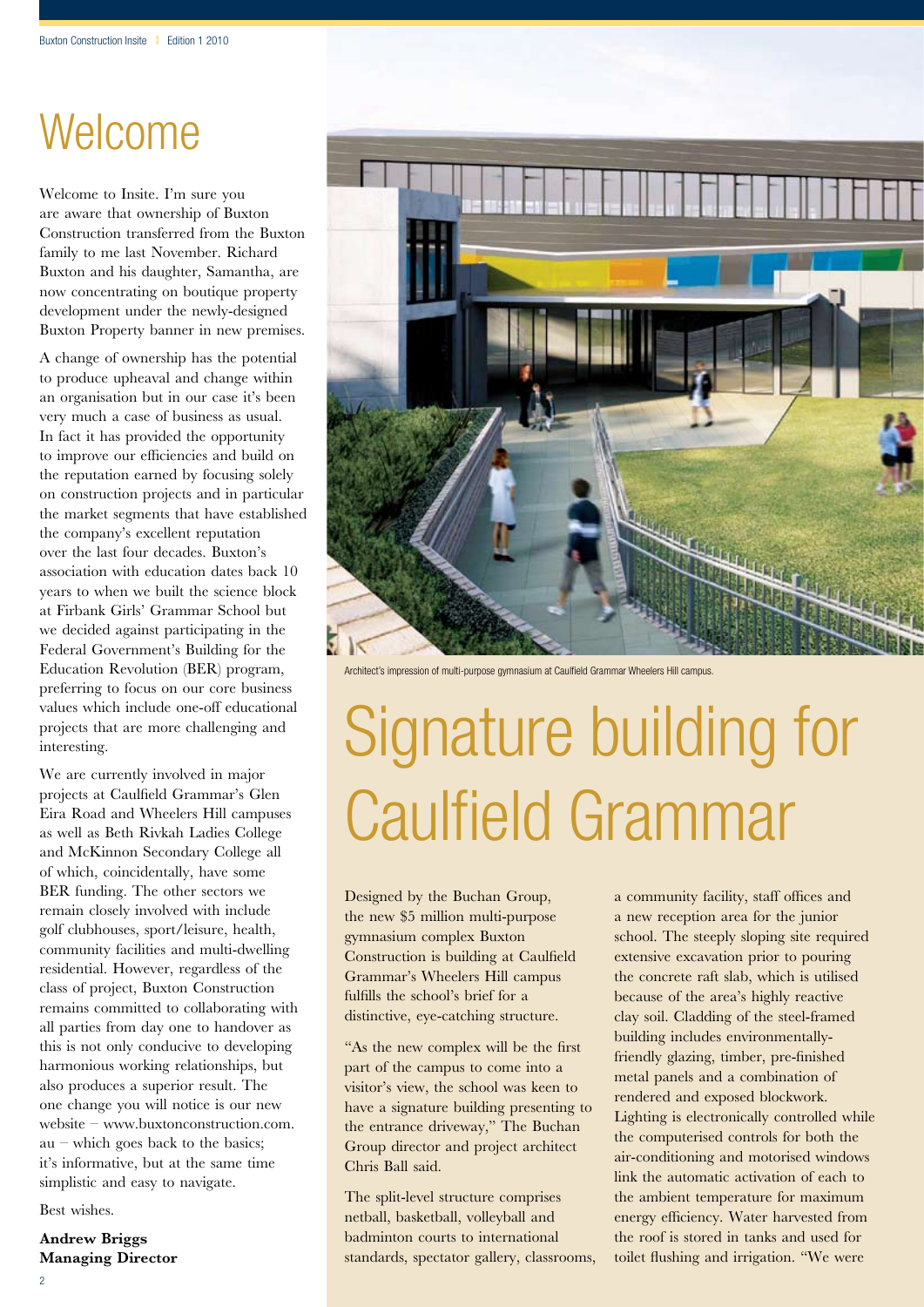# Welcome

Welcome to Insite. I'm sure you are aware that ownership of Buxton Construction transferred from the Buxton family to me last November. Richard Buxton and his daughter, Samantha, are now concentrating on boutique property development under the newly-designed Buxton Property banner in new premises.

A change of ownership has the potential to produce upheaval and change within an organisation but in our case it's been very much a case of business as usual. In fact it has provided the opportunity to improve our efficiencies and build on the reputation earned by focusing solely on construction projects and in particular the market segments that have established the company's excellent reputation over the last four decades. Buxton's association with education dates back 10 years to when we built the science block at Firbank Girls' Grammar School but we decided against participating in the Federal Government's Building for the Education Revolution (BER) program, preferring to focus on our core business values which include one-off educational projects that are more challenging and interesting.

We are currently involved in major projects at Caulfield Grammar's Glen Eira Road and Wheelers Hill campuses as well as Beth Rivkah Ladies College and McKinnon Secondary College all of which, coincidentally, have some BER funding. The other sectors we remain closely involved with include golf clubhouses, sport/leisure, health, community facilities and multi-dwelling residential. However, regardless of the class of project, Buxton Construction remains committed to collaborating with all parties from day one to handover as this is not only conducive to developing harmonious working relationships, but also produces a superior result. The one change you will notice is our new website – www.buxtonconstruction.com.au – which goes back to the basics; it's informative, but at the same time simplistic and easy to navigate.

Best wishes.

**Andrew Briggs**
**Managing Director**

Architect's impression of multi-purpose gymnasium at Caulfield Grammar Wheelers Hill campus.

# Signature building for Caulfield Grammar

Designed by the Buchan Group, the new $5 million multi-purpose gymnasium complex Buxton Construction is building at Caulfield Grammar's Wheelers Hill campus fulfills the school's brief for a distinctive, eye-catching structure.

"As the new complex will be the first part of the campus to come into a visitor's view, the school was keen to have a signature building presenting to the entrance driveway," The Buchan Group director and project architect Chris Ball said.

The split-level structure comprises netball, basketball, volleyball and badminton courts to international standards, spectator gallery, classrooms, a community facility, staff offices and a new reception area for the junior school. The steeply sloping site required extensive excavation prior to pouring the concrete raft slab, which is utilised because of the area's highly reactive clay soil. Cladding of the steel-framed building includes environmentally-friendly glazing, timber, pre-finished metal panels and a combination of rendered and exposed blockwork. Lighting is electronically controlled while the computerised controls for both the air-conditioning and motorised windows link the automatic activation of each to the ambient temperature for maximum energy efficiency. Water harvested from the roof is stored in tanks and used for toilet flushing and irrigation. "We were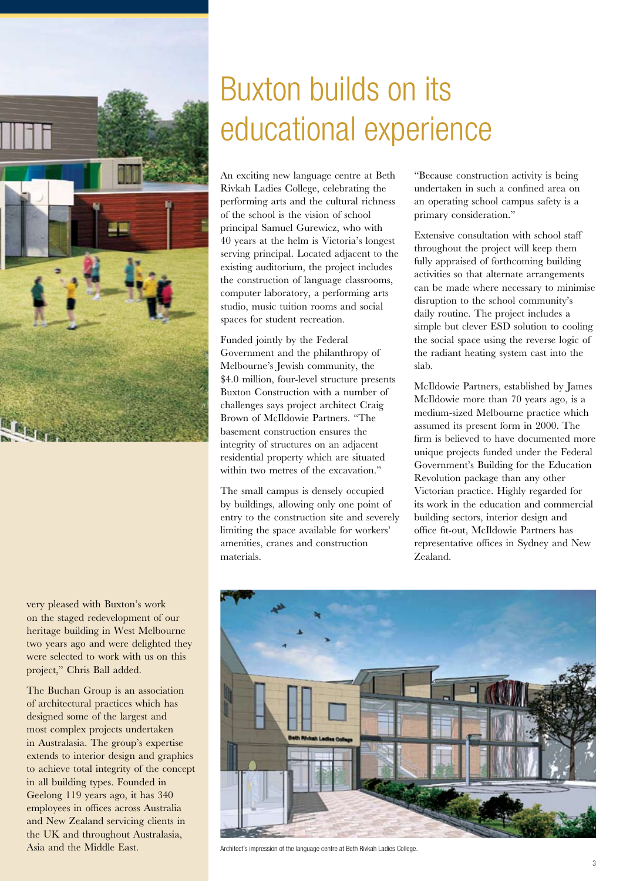very pleased with Buxton's work on the staged redevelopment of our heritage building in West Melbourne two years ago and were delighted they were selected to work with us on this project," Chris Ball added.

The Buchan Group is an association of architectural practices which has designed some of the largest and most complex projects undertaken in Australasia. The group's expertise extends to interior design and graphics to achieve total integrity of the concept in all building types. Founded in Geelong 119 years ago, it has 340 employees in offices across Australia and New Zealand servicing clients in the UK and throughout Australasia, Asia and the Middle East.

# Buxton builds on its educational experience

An exciting new language centre at Beth Rivkah Ladies College, celebrating the performing arts and the cultural richness of the school is the vision of school principal Samuel Gurewicz, who with 40 years at the helm is Victoria's longest serving principal. Located adjacent to the existing auditorium, the project includes the construction of language classrooms, computer laboratory, a performing arts studio, music tuition rooms and social spaces for student recreation.

Funded jointly by the Federal Government and the philanthropy of Melbourne's Jewish community, the $4.0 million, four-level structure presents Buxton Construction with a number of challenges says project architect Craig Brown of McIldowie Partners. "The basement construction ensures the integrity of structures on an adjacent residential property which are situated within two metres of the excavation."

The small campus is densely occupied by buildings, allowing only one point of entry to the construction site and severely limiting the space available for workers' amenities, cranes and construction materials.

"Because construction activity is being undertaken in such a confined area on an operating school campus safety is a primary consideration."

Extensive consultation with school staff throughout the project will keep them fully appraised of forthcoming building activities so that alternate arrangements can be made where necessary to minimise disruption to the school community's daily routine. The project includes a simple but clever ESD solution to cooling the social space using the reverse logic of the radiant heating system cast into the slab.

McIldowie Partners, established by James McIldowie more than 70 years ago, is a medium-sized Melbourne practice which assumed its present form in 2000. The firm is believed to have documented more unique projects funded under the Federal Government's Building for the Education Revolution package than any other Victorian practice. Highly regarded for its work in the education and commercial building sectors, interior design and office fit-out, McIldowie Partners has representative offices in Sydney and New Zealand.

Architect's impression of the language centre at Beth Rivkah Ladies College.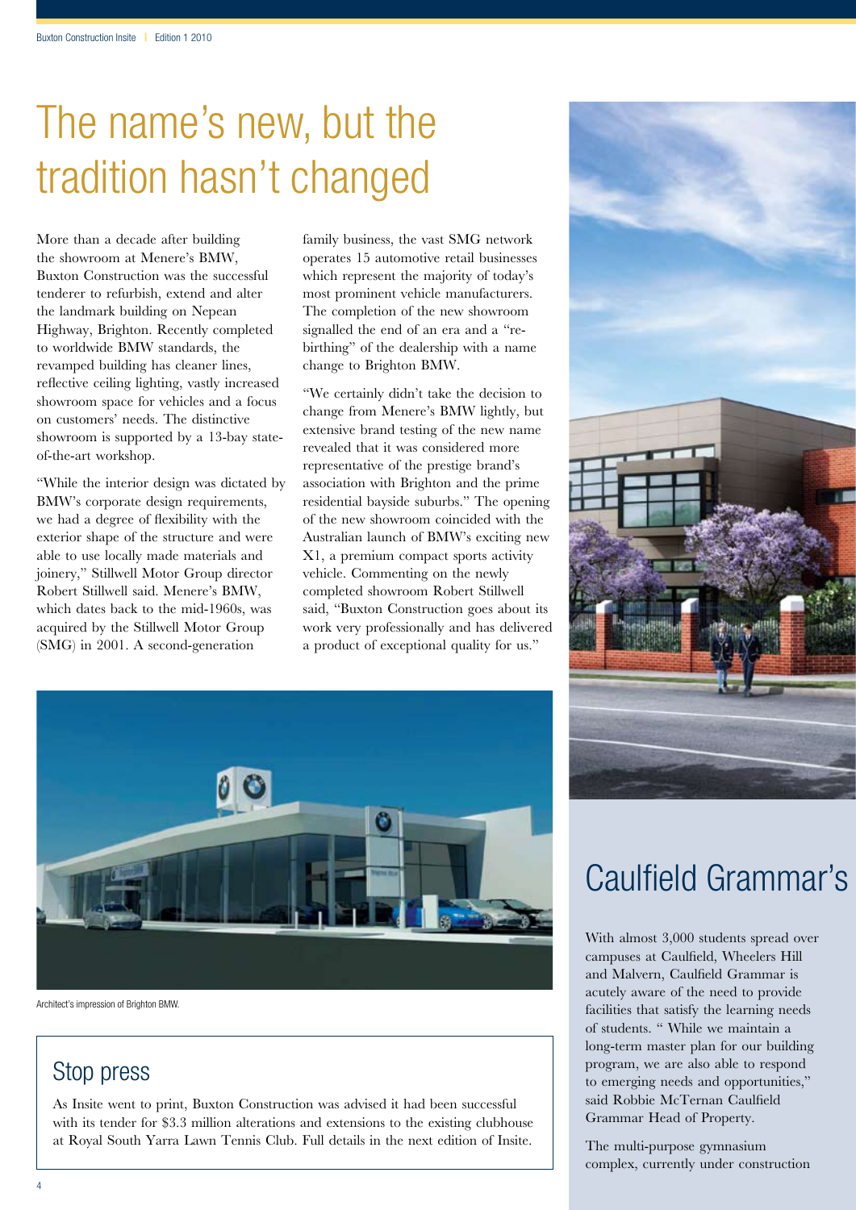# The name's new, but the tradition hasn't changed

More than a decade after building the showroom at Menere's BMW, Buxton Construction was the successful tenderer to refurbish, extend and alter the landmark building on Nepean Highway, Brighton. Recently completed to worldwide BMW standards, the revamped building has cleaner lines, reflective ceiling lighting, vastly increased showroom space for vehicles and a focus on customers' needs. The distinctive showroom is supported by a 13-bay state-of-the-art workshop.

"While the interior design was dictated by BMW's corporate design requirements, we had a degree of flexibility with the exterior shape of the structure and were able to use locally made materials and joinery," Stillwell Motor Group director Robert Stillwell said. Menere's BMW, which dates back to the mid-1960s, was acquired by the Stillwell Motor Group (SMG) in 2001. A second-generation family business, the vast SMG network operates 15 automotive retail businesses which represent the majority of today's most prominent vehicle manufacturers. The completion of the new showroom signalled the end of an era and a "re-birthing" of the dealership with a name change to Brighton BMW.

"We certainly didn't take the decision to change from Menere's BMW lightly, but extensive brand testing of the new name revealed that it was considered more representative of the prestige brand's association with Brighton and the prime residential bayside suburbs." The opening of the new showroom coincided with the Australian launch of BMW's exciting new X1, a premium compact sports activity vehicle. Commenting on the newly completed showroom Robert Stillwell said, "Buxton Construction goes about its work very professionally and has delivered a product of exceptional quality for us."

Architect's impression of Brighton BMW.

## Stop press

As Insite went to print, Buxton Construction was advised it had been successful with its tender for $3.3 million alterations and extensions to the existing clubhouse at Royal South Yarra Lawn Tennis Club. Full details in the next edition of Insite.

# Caulfield Grammar's

With almost 3,000 students spread over campuses at Caulfield, Wheelers Hill and Malvern, Caulfield Grammar is acutely aware of the need to provide facilities that satisfy the learning needs of students. " While we maintain a long-term master plan for our building program, we are also able to respond to emerging needs and opportunities," said Robbie McTernan Caulfield Grammar Head of Property.

The multi-purpose gymnasium complex, currently under construction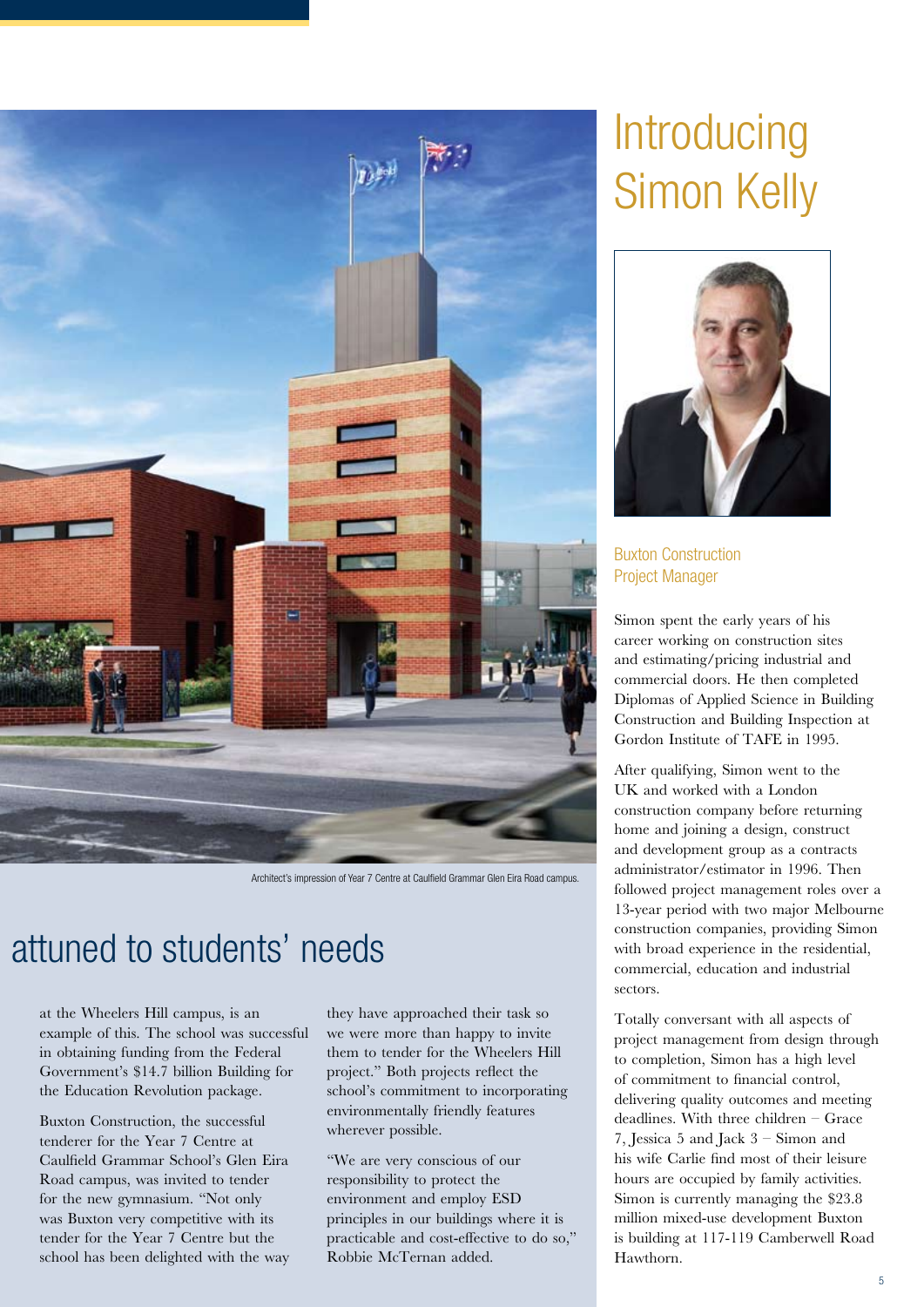Architect's impression of Year 7 Centre at Caulfield Grammar Glen Eira Road campus.

## attuned to students' needs

at the Wheelers Hill campus, is an example of this. The school was successful in obtaining funding from the Federal Government's $14.7 billion Building for the Education Revolution package.

Buxton Construction, the successful tenderer for the Year 7 Centre at Caulfield Grammar School's Glen Eira Road campus, was invited to tender for the new gymnasium. "Not only was Buxton very competitive with its tender for the Year 7 Centre but the school has been delighted with the way they have approached their task so we were more than happy to invite them to tender for the Wheelers Hill project." Both projects reflect the school's commitment to incorporating environmentally friendly features wherever possible.

"We are very conscious of our responsibility to protect the environment and employ ESD principles in our buildings where it is practicable and cost-effective to do so," Robbie McTernan added.

# Introducing Simon Kelly

### Buxton Construction Project Manager

Simon spent the early years of his career working on construction sites and estimating/pricing industrial and commercial doors. He then completed Diplomas of Applied Science in Building Construction and Building Inspection at Gordon Institute of TAFE in 1995.

After qualifying, Simon went to the UK and worked with a London construction company before returning home and joining a design, construct and development group as a contracts administrator/estimator in 1996. Then followed project management roles over a 13-year period with two major Melbourne construction companies, providing Simon with broad experience in the residential, commercial, education and industrial sectors.

Totally conversant with all aspects of project management from design through to completion, Simon has a high level of commitment to financial control, delivering quality outcomes and meeting deadlines. With three children – Grace 7, Jessica 5 and Jack 3 – Simon and his wife Carlie find most of their leisure hours are occupied by family activities. Simon is currently managing the $23.8 million mixed-use development Buxton is building at 117-119 Camberwell Road Hawthorn.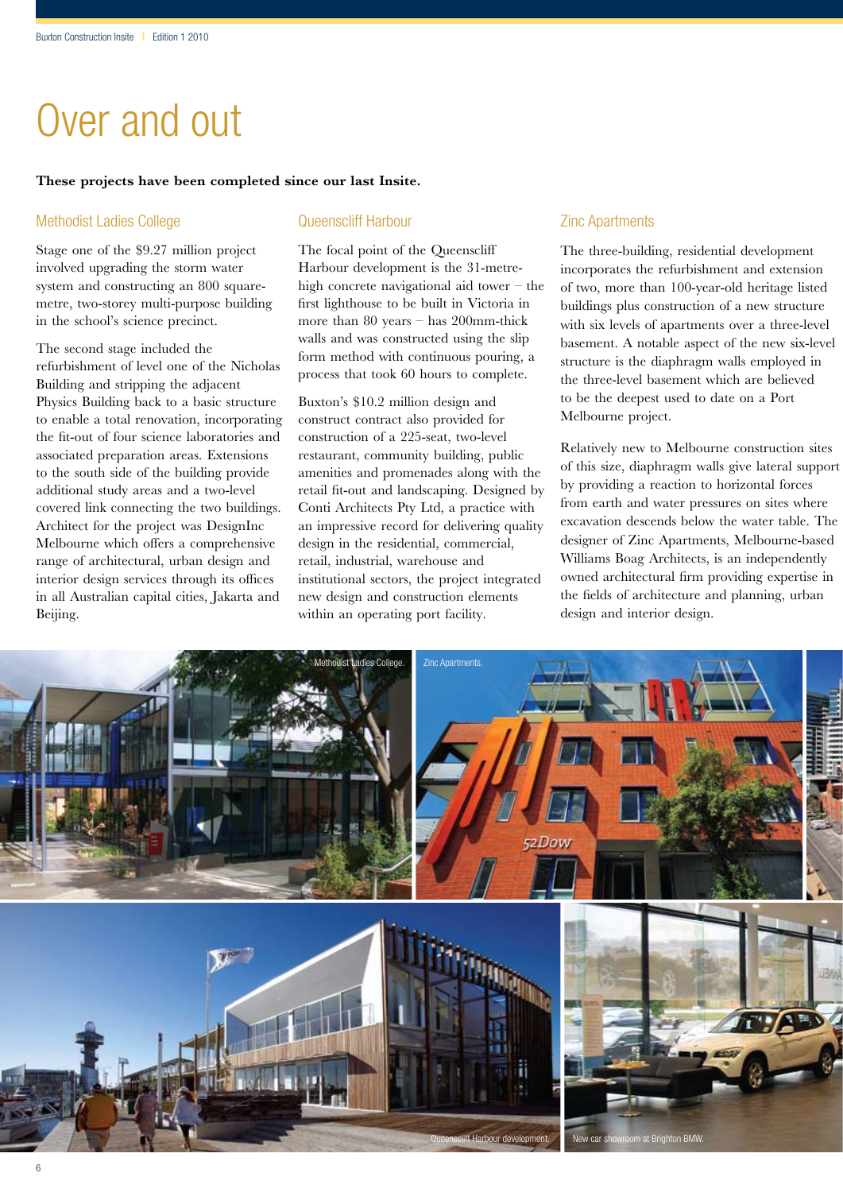# Over and out

**These projects have been completed since our last Insite.**

## Methodist Ladies College

Stage one of the $9.27 million project involved upgrading the storm water system and constructing an 800 square-metre, two-storey multi-purpose building in the school's science precinct.

The second stage included the refurbishment of level one of the Nicholas Building and stripping the adjacent Physics Building back to a basic structure to enable a total renovation, incorporating the fit-out of four science laboratories and associated preparation areas. Extensions to the south side of the building provide additional study areas and a two-level covered link connecting the two buildings. Architect for the project was DesignInc Melbourne which offers a comprehensive range of architectural, urban design and interior design services through its offices in all Australian capital cities, Jakarta and Beijing.

## Queenscliff Harbour

The focal point of the Queenscliff Harbour development is the 31-metre-high concrete navigational aid tower – the first lighthouse to be built in Victoria in more than 80 years – has 200mm-thick walls and was constructed using the slip form method with continuous pouring, a process that took 60 hours to complete.

Buxton's $10.2 million design and construct contract also provided for construction of a 225-seat, two-level restaurant, community building, public amenities and promenades along with the retail fit-out and landscaping. Designed by Conti Architects Pty Ltd, a practice with an impressive record for delivering quality design in the residential, commercial, retail, industrial, warehouse and institutional sectors, the project integrated new design and construction elements within an operating port facility.

## Zinc Apartments

The three-building, residential development incorporates the refurbishment and extension of two, more than 100-year-old heritage listed buildings plus construction of a new structure with six levels of apartments over a three-level basement. A notable aspect of the new six-level structure is the diaphragm walls employed in the three-level basement which are believed to be the deepest used to date on a Port Melbourne project.

Relatively new to Melbourne construction sites of this size, diaphragm walls give lateral support by providing a reaction to horizontal forces from earth and water pressures on sites where excavation descends below the water table. The designer of Zinc Apartments, Melbourne-based Williams Boag Architects, is an independently owned architectural firm providing expertise in the fields of architecture and planning, urban design and interior design.

Methodist Ladies College.

Zinc Apartments.

Queenscliff Harbour development.

New car showroom at Brighton BMW.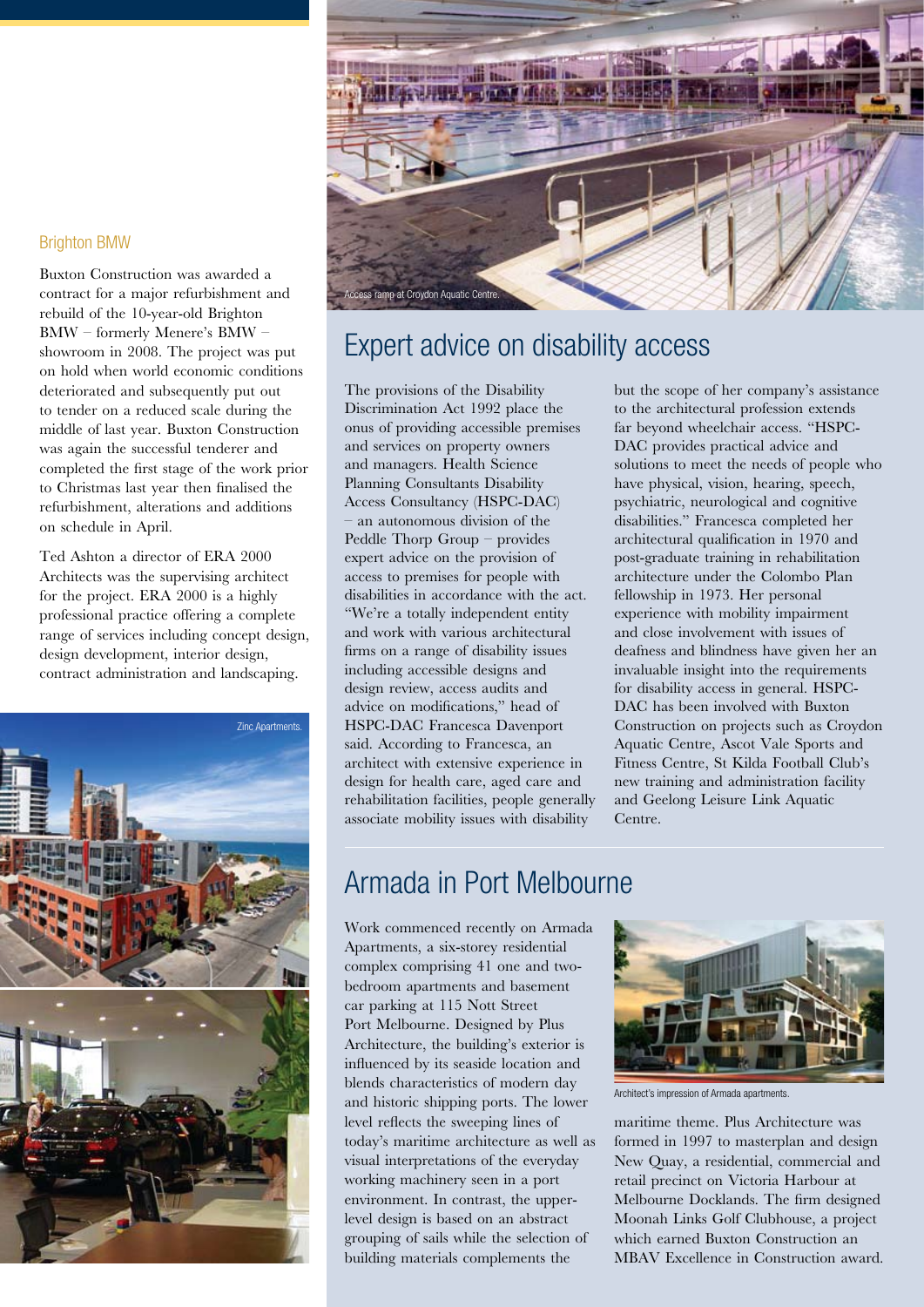## Brighton BMW

Buxton Construction was awarded a contract for a major refurbishment and rebuild of the 10-year-old Brighton BMW – formerly Menere's BMW – showroom in 2008. The project was put on hold when world economic conditions deteriorated and subsequently put out to tender on a reduced scale during the middle of last year. Buxton Construction was again the successful tenderer and completed the first stage of the work prior to Christmas last year then finalised the refurbishment, alterations and additions on schedule in April.

Ted Ashton a director of ERA 2000 Architects was the supervising architect for the project. ERA 2000 is a highly professional practice offering a complete range of services including concept design, design development, interior design, contract administration and landscaping.

Zinc Apartments.

Access ramp at Croydon Aquatic Centre.

## Expert advice on disability access

The provisions of the Disability Discrimination Act 1992 place the onus of providing accessible premises and services on property owners and managers. Health Science Planning Consultants Disability Access Consultancy (HSPC-DAC) – an autonomous division of the Peddle Thorp Group – provides expert advice on the provision of access to premises for people with disabilities in accordance with the act. "We're a totally independent entity and work with various architectural firms on a range of disability issues including accessible designs and design review, access audits and advice on modifications," head of HSPC-DAC Francesca Davenport said. According to Francesca, an architect with extensive experience in design for health care, aged care and rehabilitation facilities, people generally associate mobility issues with disability but the scope of her company's assistance to the architectural profession extends far beyond wheelchair access. "HSPC-DAC provides practical advice and solutions to meet the needs of people who have physical, vision, hearing, speech, psychiatric, neurological and cognitive disabilities." Francesca completed her architectural qualification in 1970 and post-graduate training in rehabilitation architecture under the Colombo Plan fellowship in 1973. Her personal experience with mobility impairment and close involvement with issues of deafness and blindness have given her an invaluable insight into the requirements for disability access in general. HSPC-DAC has been involved with Buxton Construction on projects such as Croydon Aquatic Centre, Ascot Vale Sports and Fitness Centre, St Kilda Football Club's new training and administration facility and Geelong Leisure Link Aquatic Centre.

## Armada in Port Melbourne

Work commenced recently on Armada Apartments, a six-storey residential complex comprising 41 one and two-bedroom apartments and basement car parking at 115 Nott Street Port Melbourne. Designed by Plus Architecture, the building's exterior is influenced by its seaside location and blends characteristics of modern day and historic shipping ports. The lower level reflects the sweeping lines of today's maritime architecture as well as visual interpretations of the everyday working machinery seen in a port environment. In contrast, the upper-level design is based on an abstract grouping of sails while the selection of building materials complements the maritime theme. Plus Architecture was formed in 1997 to masterplan and design New Quay, a residential, commercial and retail precinct on Victoria Harbour at Melbourne Docklands. The firm designed Moonah Links Golf Clubhouse, a project which earned Buxton Construction an MBAV Excellence in Construction award.

Architect's impression of Armada apartments.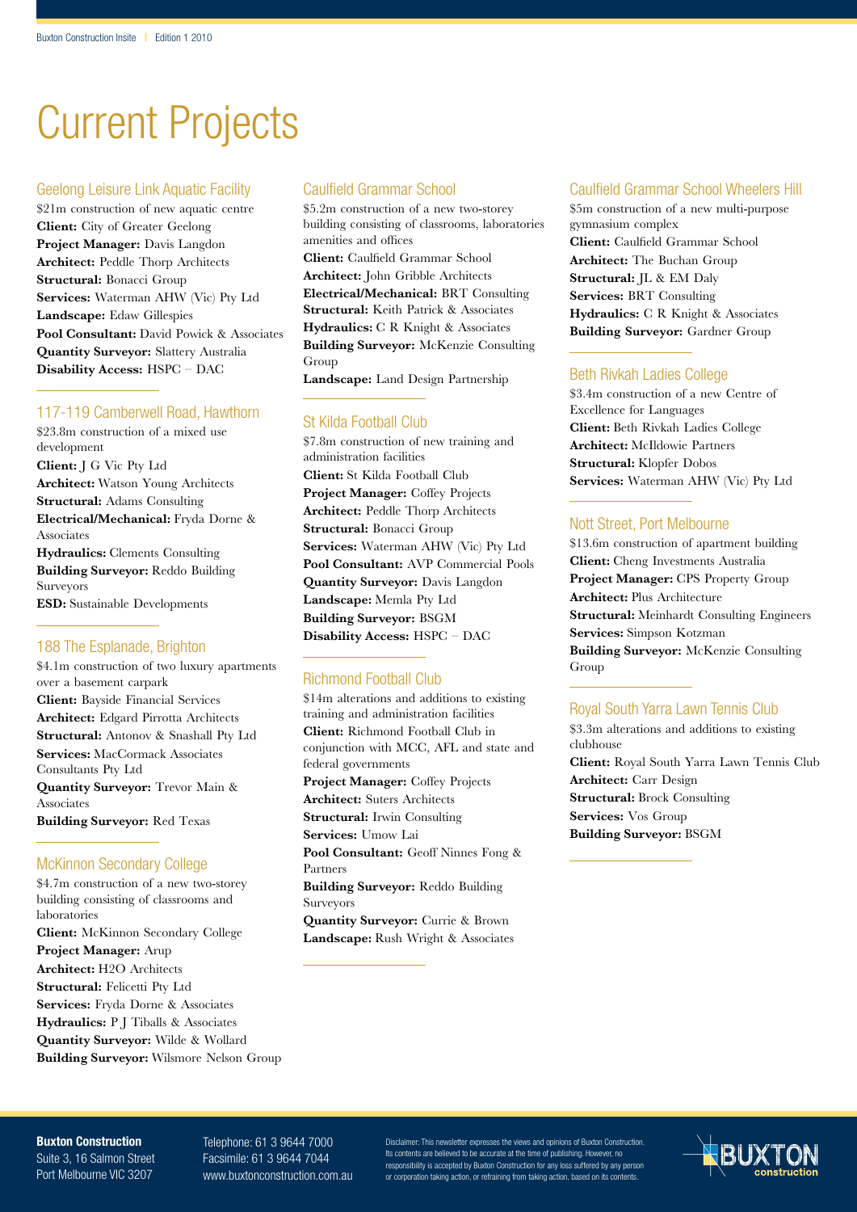# Current Projects

## Geelong Leisure Link Aquatic Facility

$21m construction of new aquatic centre

**Client:** City of Greater Geelong
**Project Manager:** Davis Langdon
**Architect:** Peddle Thorp Architects
**Structural:** Bonacci Group
**Services:** Waterman AHW (Vic) Pty Ltd
**Landscape:** Edaw Gillespies
**Pool Consultant:** David Powick & Associates
**Quantity Surveyor:** Slattery Australia
**Disability Access:** HSPC – DAC

## 117-119 Camberwell Road, Hawthorn

$23.8m construction of a mixed use development

**Client:** J G Vic Pty Ltd
**Architect:** Watson Young Architects
**Structural:** Adams Consulting
**Electrical/Mechanical:** Fryda Dorne & Associates
**Hydraulics:** Clements Consulting
**Building Surveyor:** Reddo Building Surveyors
**ESD:** Sustainable Developments

## 188 The Esplanade, Brighton

$4.1m construction of two luxury apartments over a basement carpark

**Client:** Bayside Financial Services
**Architect:** Edgard Pirrotta Architects
**Structural:** Antonov & Snashall Pty Ltd
**Services:** MacCormack Associates Consultants Pty Ltd
**Quantity Surveyor:** Trevor Main & Associates
**Building Surveyor:** Red Texas

## McKinnon Secondary College

$4.7m construction of a new two-storey building consisting of classrooms and laboratories

**Client:** McKinnon Secondary College
**Project Manager:** Arup
**Architect:** H2O Architects
**Structural:** Felicetti Pty Ltd
**Services:** Fryda Dorne & Associates
**Hydraulics:** P J Tiballs & Associates
**Quantity Surveyor:** Wilde & Wollard
**Building Surveyor:** Wilsmore Nelson Group

## Caulfield Grammar School

$5.2m construction of a new two-storey building consisting of classrooms, laboratories amenities and offices

**Client:** Caulfield Grammar School
**Architect:** John Gribble Architects
**Electrical/Mechanical:** BRT Consulting
**Structural:** Keith Patrick & Associates
**Hydraulics:** C R Knight & Associates
**Building Surveyor:** McKenzie Consulting Group
**Landscape:** Land Design Partnership

## St Kilda Football Club

$7.8m construction of new training and administration facilities

**Client:** St Kilda Football Club
**Project Manager:** Coffey Projects
**Architect:** Peddle Thorp Architects
**Structural:** Bonacci Group
**Services:** Waterman AHW (Vic) Pty Ltd
**Pool Consultant:** AVP Commercial Pools
**Quantity Surveyor:** Davis Langdon
**Landscape:** Memla Pty Ltd
**Building Surveyor:** BSGM
**Disability Access:** HSPC – DAC

## Richmond Football Club

$14m alterations and additions to existing training and administration facilities

**Client:** Richmond Football Club in conjunction with MCC, AFL and state and federal governments
**Project Manager:** Coffey Projects
**Architect:** Suters Architects
**Structural:** Irwin Consulting
**Services:** Umow Lai
**Pool Consultant:** Geoff Ninnes Fong & Partners
**Building Surveyor:** Reddo Building Surveyors
**Quantity Surveyor:** Currie & Brown
**Landscape:** Rush Wright & Associates

## Caulfield Grammar School Wheelers Hill

$5m construction of a new multi-purpose gymnasium complex

**Client:** Caulfield Grammar School
**Architect:** The Buchan Group
**Structural:** JL & EM Daly
**Services:** BRT Consulting
**Hydraulics:** C R Knight & Associates
**Building Surveyor:** Gardner Group

## Beth Rivkah Ladies College

$3.4m construction of a new Centre of Excellence for Languages

**Client:** Beth Rivkah Ladies College
**Architect:** McIldowie Partners
**Structural:** Klopfer Dobos
**Services:** Waterman AHW (Vic) Pty Ltd

## Nott Street, Port Melbourne

$13.6m construction of apartment building

**Client:** Cheng Investments Australia
**Project Manager:** CPS Property Group
**Architect:** Plus Architecture
**Structural:** Meinhardt Consulting Engineers
**Services:** Simpson Kotzman
**Building Surveyor:** McKenzie Consulting Group

## Royal South Yarra Lawn Tennis Club

$3.3m alterations and additions to existing clubhouse

**Client:** Royal South Yarra Lawn Tennis Club
**Architect:** Carr Design
**Structural:** Brock Consulting
**Services:** Vos Group
**Building Surveyor:** BSGM

**Buxton Construction**
Suite 3, 16 Salmon Street
Port Melbourne VIC 3207

Telephone: 61 3 9644 7000
Facsimile: 61 3 9644 7044
www.buxtonconstruction.com.au

Disclaimer: This newsletter expresses the views and opinions of Buxton Construction. Its contents are believed to be accurate at the time of publishing. However, no responsibility is accepted by Buxton Construction for any loss suffered by any person or corporation taking action, or refraining from taking action, based on its contents.